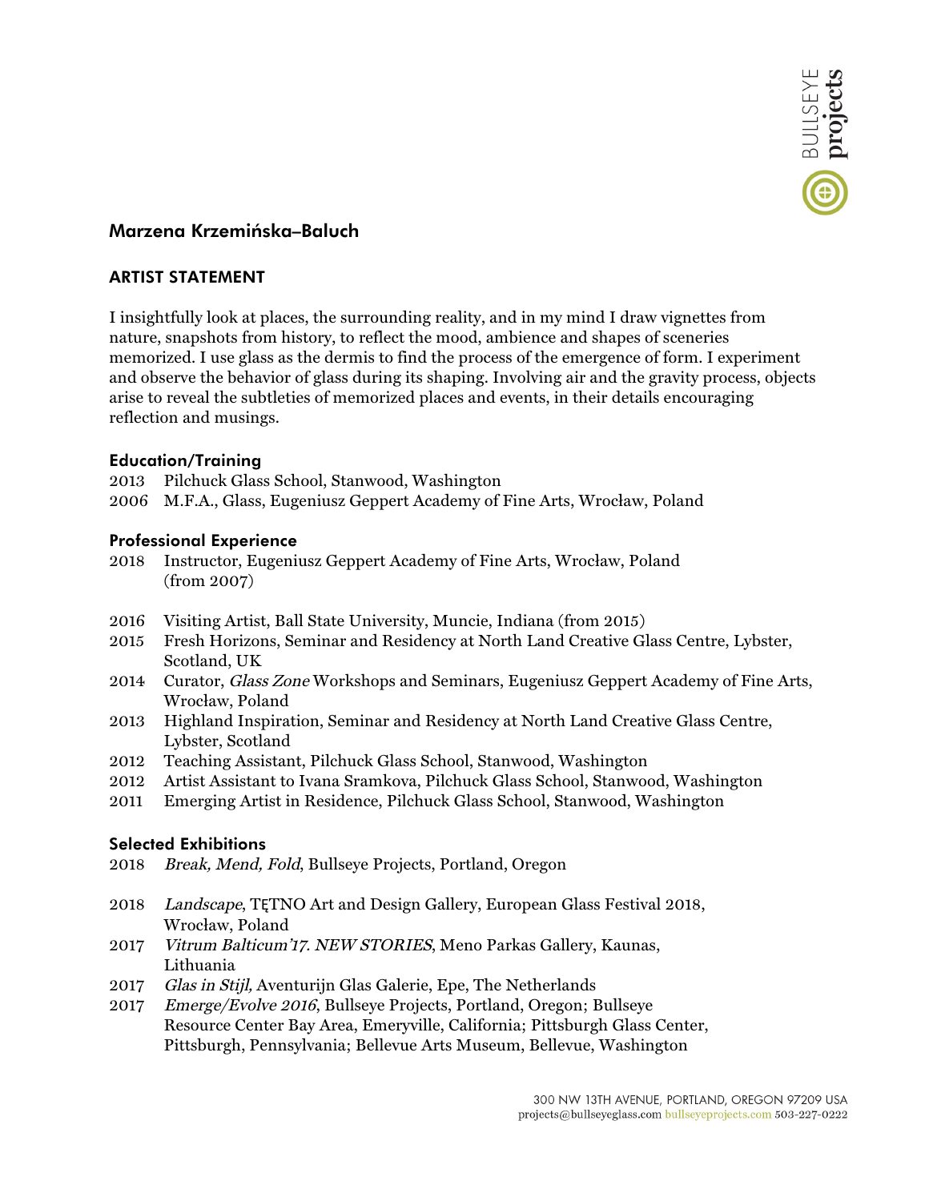# Marzena Krzemińska–Baluch

## ARTIST STATEMENT

I insightfully look at places, the surrounding reality, and in my mind I draw vignettes from nature, snapshots from history, to reflect the mood, ambience and shapes of sceneries memorized. I use glass as the dermis to find the process of the emergence of form. I experiment and observe the behavior of glass during its shaping. Involving air and the gravity process, objects arise to reveal the subtleties of memorized places and events, in their details encouraging reflection and musings.

### Education/Training

2013 Pilchuck Glass School, Stanwood, Washington
2006 M.F.A., Glass, Eugeniusz Geppert Academy of Fine Arts, Wrocław, Poland

### Professional Experience

2018 Instructor, Eugeniusz Geppert Academy of Fine Arts, Wrocław, Poland (from 2007)

2016 Visiting Artist, Ball State University, Muncie, Indiana (from 2015)
2015 Fresh Horizons, Seminar and Residency at North Land Creative Glass Centre, Lybster, Scotland, UK
2014 Curator, *Glass Zone* Workshops and Seminars, Eugeniusz Geppert Academy of Fine Arts, Wrocław, Poland
2013 Highland Inspiration, Seminar and Residency at North Land Creative Glass Centre, Lybster, Scotland
2012 Teaching Assistant, Pilchuck Glass School, Stanwood, Washington
2012 Artist Assistant to Ivana Sramkova, Pilchuck Glass School, Stanwood, Washington
2011 Emerging Artist in Residence, Pilchuck Glass School, Stanwood, Washington

### Selected Exhibitions

2018 *Break, Mend, Fold*, Bullseye Projects, Portland, Oregon

2018 *Landscape*, TĘTNO Art and Design Gallery, European Glass Festival 2018, Wrocław, Poland
2017 *Vitrum Balticum'17. NEW STORIES*, Meno Parkas Gallery, Kaunas, Lithuania
2017 *Glas in Stijl,* Aventurijn Glas Galerie, Epe, The Netherlands
2017 *Emerge/Evolve 2016*, Bullseye Projects, Portland, Oregon; Bullseye Resource Center Bay Area, Emeryville, California; Pittsburgh Glass Center, Pittsburgh, Pennsylvania; Bellevue Arts Museum, Bellevue, Washington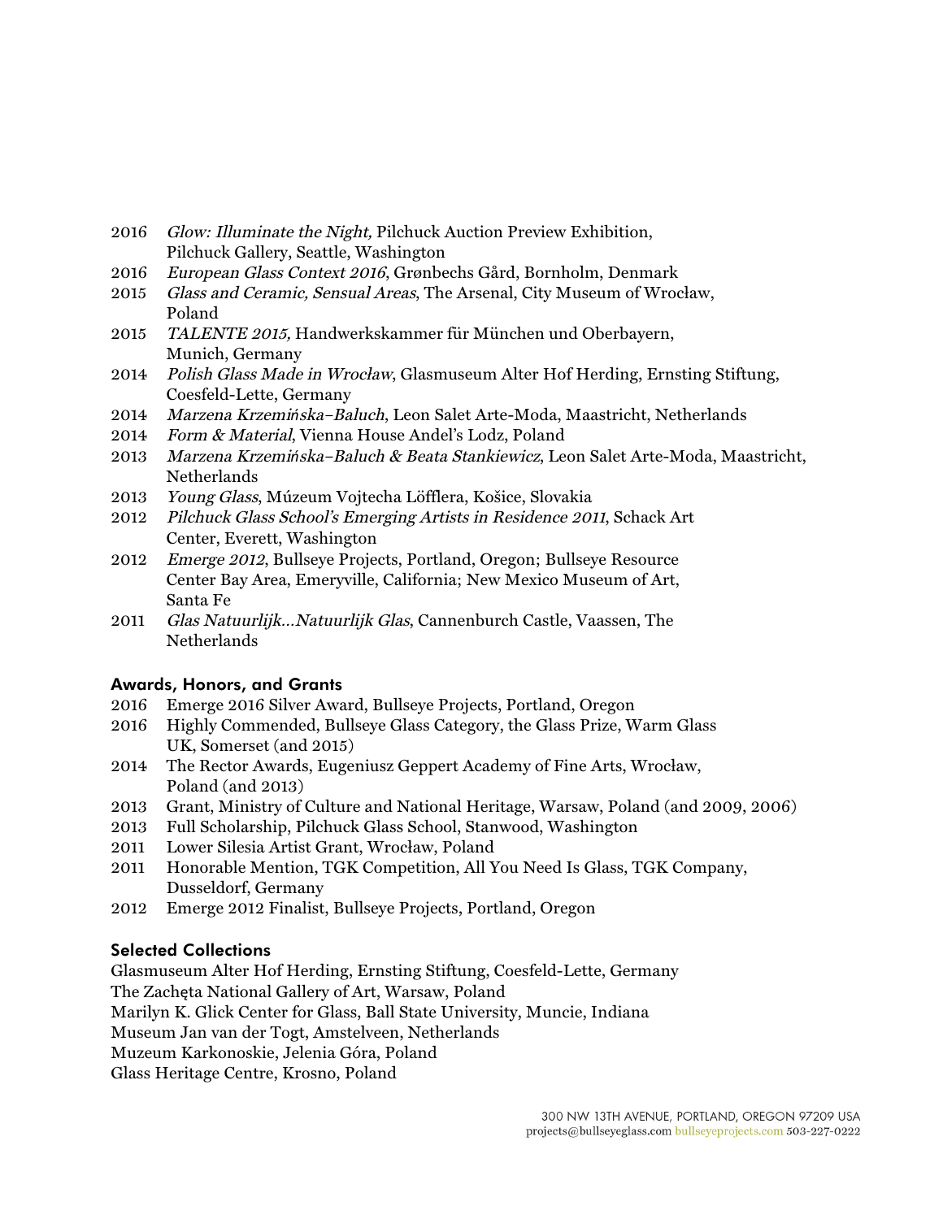2016 *Glow: Illuminate the Night,* Pilchuck Auction Preview Exhibition, Pilchuck Gallery, Seattle, Washington
2016 *European Glass Context 2016*, Grønbechs Gård, Bornholm, Denmark
2015 *Glass and Ceramic, Sensual Areas*, The Arsenal, City Museum of Wrocław, Poland
2015 *TALENTE 2015,* Handwerkskammer für München und Oberbayern, Munich, Germany
2014 *Polish Glass Made in Wrocław*, Glasmuseum Alter Hof Herding, Ernsting Stiftung, Coesfeld-Lette, Germany
2014 *Marzena Krzemińska–Baluch*, Leon Salet Arte-Moda, Maastricht, Netherlands
2014 *Form & Material*, Vienna House Andel's Lodz, Poland
2013 *Marzena Krzemińska–Baluch & Beata Stankiewicz*, Leon Salet Arte-Moda, Maastricht, Netherlands
2013 *Young Glass*, Múzeum Vojtecha Löfflera, Košice, Slovakia
2012 *Pilchuck Glass School's Emerging Artists in Residence 2011*, Schack Art Center, Everett, Washington
2012 *Emerge 2012*, Bullseye Projects, Portland, Oregon; Bullseye Resource Center Bay Area, Emeryville, California; New Mexico Museum of Art, Santa Fe
2011 *Glas Natuurlijk…Natuurlijk Glas*, Cannenburch Castle, Vaassen, The Netherlands

### Awards, Honors, and Grants

2016 Emerge 2016 Silver Award, Bullseye Projects, Portland, Oregon
2016 Highly Commended, Bullseye Glass Category, the Glass Prize, Warm Glass UK, Somerset (and 2015)
2014 The Rector Awards, Eugeniusz Geppert Academy of Fine Arts, Wrocław, Poland (and 2013)
2013 Grant, Ministry of Culture and National Heritage, Warsaw, Poland (and 2009, 2006)
2013 Full Scholarship, Pilchuck Glass School, Stanwood, Washington
2011 Lower Silesia Artist Grant, Wrocław, Poland
2011 Honorable Mention, TGK Competition, All You Need Is Glass, TGK Company, Dusseldorf, Germany
2012 Emerge 2012 Finalist, Bullseye Projects, Portland, Oregon

### Selected Collections

Glasmuseum Alter Hof Herding, Ernsting Stiftung, Coesfeld-Lette, Germany
The Zachęta National Gallery of Art, Warsaw, Poland
Marilyn K. Glick Center for Glass, Ball State University, Muncie, Indiana
Museum Jan van der Togt, Amstelveen, Netherlands
Muzeum Karkonoskie, Jelenia Góra, Poland
Glass Heritage Centre, Krosno, Poland